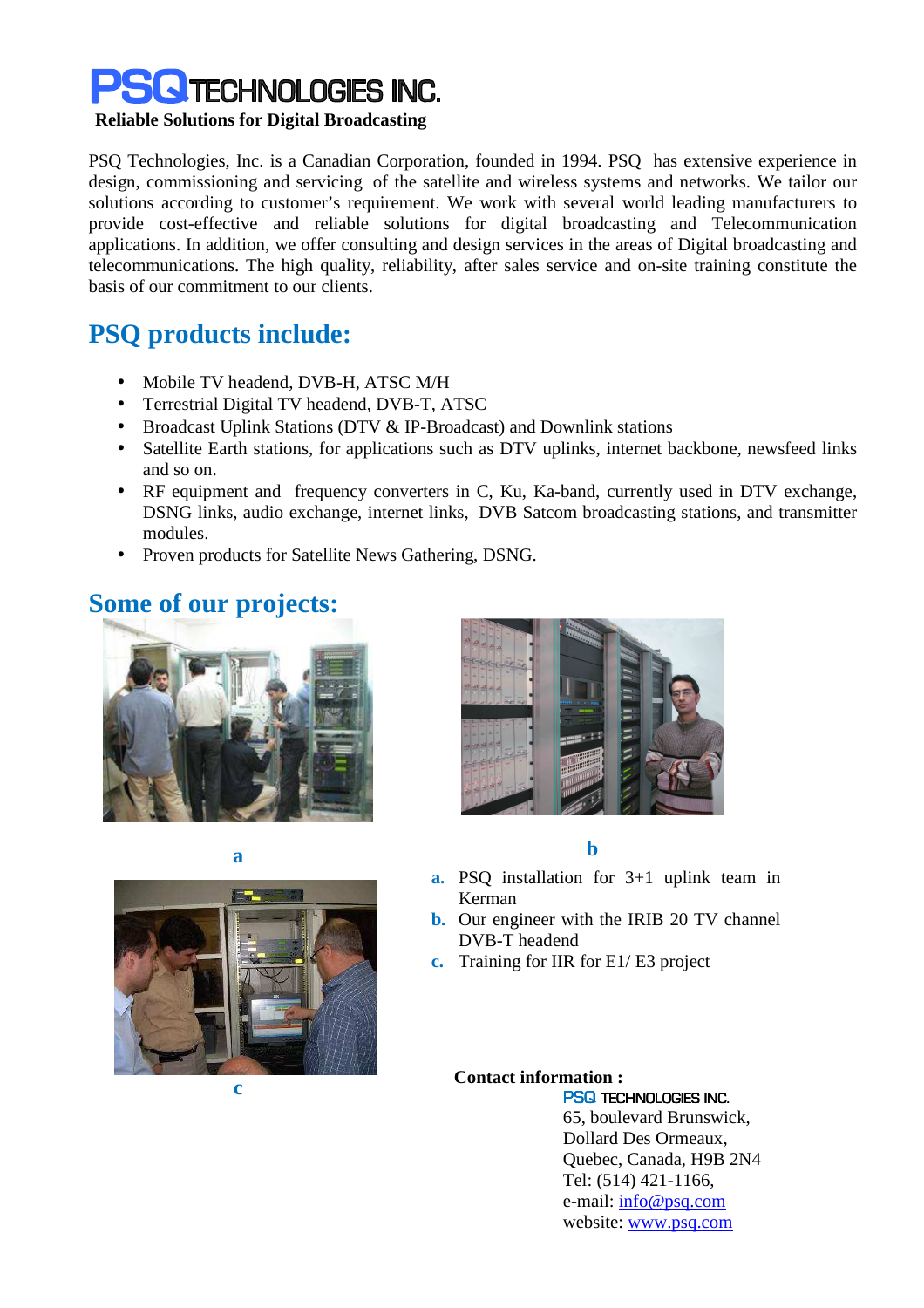# PSQ TECHNOLOGIES INC.

**Reliable Solutions for Digital Broadcasting**

PSQ Technologies, Inc. is a Canadian Corporation, founded in 1994. PSQ has extensive experience in design, commissioning and servicing of the satellite and wireless systems and networks. We tailor our solutions according to customer's requirement. We work with several world leading manufacturers to provide cost-effective and reliable solutions for digital broadcasting and Telecommunication applications. In addition, we offer consulting and design services in the areas of Digital broadcasting and telecommunications. The high quality, reliability, after sales service and on-site training constitute the basis of our commitment to our clients.

## PSQ products include:

- Mobile TV headend, DVB-H, ATSC M/H
- Terrestrial Digital TV headend, DVB-T, ATSC
- Broadcast Uplink Stations (DTV & IP-Broadcast) and Downlink stations
- Satellite Earth stations, for applications such as DTV uplinks, internet backbone, newsfeed links and so on.
- RF equipment and frequency converters in C, Ku, Ka-band, currently used in DTV exchange, DSNG links, audio exchange, internet links, DVB Satcom broadcasting stations, and transmitter modules.
- Proven products for Satellite News Gathering, DSNG.

## Some of our projects:

a

b

c

**a.** PSQ installation for 3+1 uplink team in Kerman

**b.** Our engineer with the IRIB 20 TV channel DVB-T headend

**c.** Training for IIR for E1/ E3 project

**Contact information :**

PSQ TECHNOLOGIES INC.
65, boulevard Brunswick,
Dollard Des Ormeaux,
Quebec, Canada, H9B 2N4
Tel: (514) 421-1166,
e-mail: info@psq.com
website: www.psq.com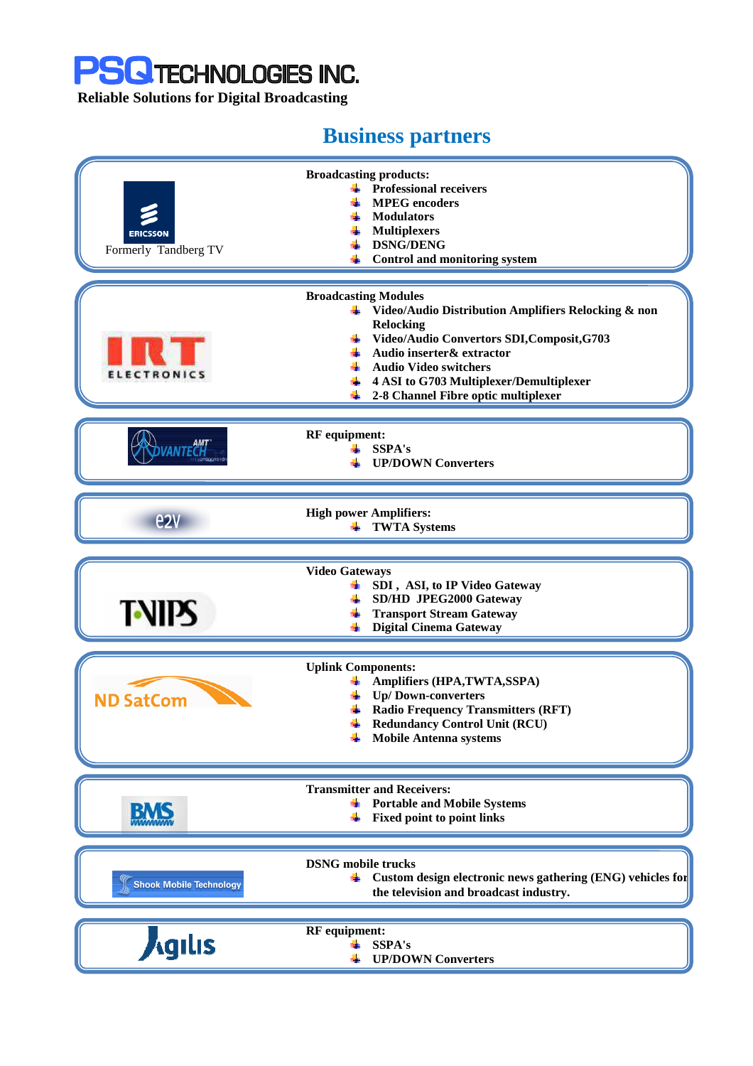# PSQ TECHNOLOGIES INC.

**Reliable Solutions for Digital Broadcasting**

## Business partners

ERICSSON

Formerly Tandberg TV

**Broadcasting products:**

- **Professional receivers**
- **MPEG encoders**
- **Modulators**
- **Multiplexers**
- **DSNG/DENG**
- **Control and monitoring system**

IRT ELECTRONICS

**Broadcasting Modules**

- **Video/Audio Distribution Amplifiers Relocking & non Relocking**
- **Video/Audio Convertors SDI,Composit,G703**
- **Audio inserter& extractor**
- **Audio Video switchers**
- **4 ASI to G703 Multiplexer/Demultiplexer**
- **2-8 Channel Fibre optic multiplexer**

AMT ADVANTECH

**RF equipment:**

- **SSPA's**
- **UP/DOWN Converters**

e2v

**High power Amplifiers:**

- **TWTA Systems**

T-VIPS

**Video Gateways**

- **SDI , ASI, to IP Video Gateway**
- **SD/HD JPEG2000 Gateway**
- **Transport Stream Gateway**
- **Digital Cinema Gateway**

ND SatCom

**Uplink Components:**

- **Amplifiers (HPA,TWTA,SSPA)**
- **Up/ Down-converters**
- **Radio Frequency Transmitters (RFT)**
- **Redundancy Control Unit (RCU)**
- **Mobile Antenna systems**

BMS

**Transmitter and Receivers:**

- **Portable and Mobile Systems**
- **Fixed point to point links**

Shook Mobile Technology

**DSNG mobile trucks**

- **Custom design electronic news gathering (ENG) vehicles for the television and broadcast industry.**

Agilis

**RF equipment:**

- **SSPA's**
- **UP/DOWN Converters**